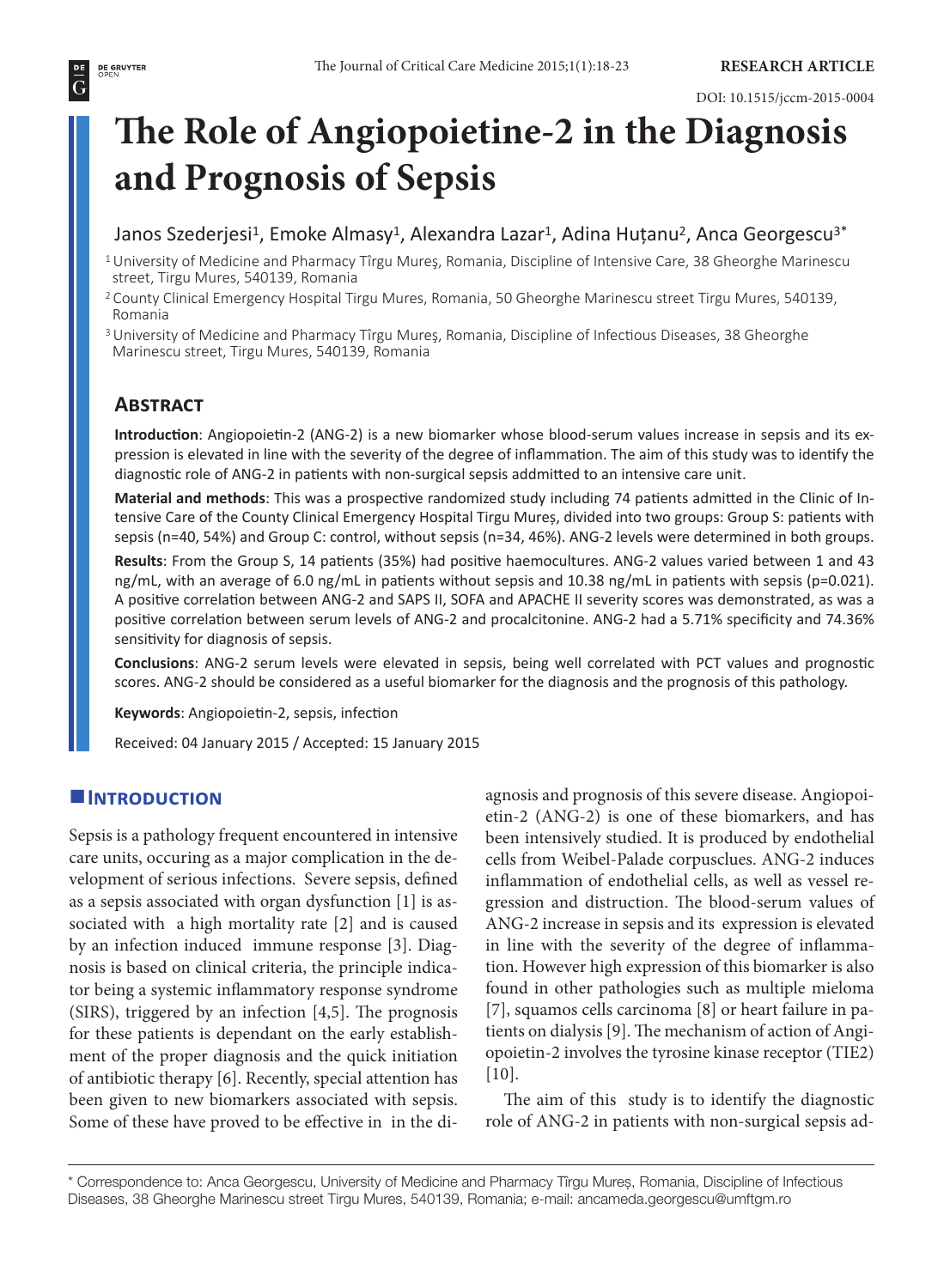RESEARCH ARTICLE

DOI: 10.1515/jccm-2015-0004

# The Role of Angiopoietine-2 in the Diagnosis and Prognosis of Sepsis

Janos Szederjesi[1], Emoke Almasy[1], Alexandra Lazar[1], Adina Huțanu[2], Anca Georgescu[3*]

[1] University of Medicine and Pharmacy Tîrgu Mureș, Romania, Discipline of Intensive Care, 38 Gheorghe Marinescu street, Tirgu Mures, 540139, Romania

[2] County Clinical Emergency Hospital Tirgu Mures, Romania, 50 Gheorghe Marinescu street Tirgu Mures, 540139, Romania

[3] University of Medicine and Pharmacy Tîrgu Mureș, Romania, Discipline of Infectious Diseases, 38 Gheorghe Marinescu street, Tirgu Mures, 540139, Romania

## Abstract

**Introduction**: Angiopoietin-2 (ANG-2) is a new biomarker whose blood-serum values increase in sepsis and its expression is elevated in line with the severity of the degree of inflammation. The aim of this study was to identify the diagnostic role of ANG-2 in patients with non-surgical sepsis addmitted to an intensive care unit.

**Material and methods**: This was a prospective randomized study including 74 patients admitted in the Clinic of Intensive Care of the County Clinical Emergency Hospital Tirgu Mureș, divided into two groups: Group S: patients with sepsis (n=40, 54%) and Group C: control, without sepsis (n=34, 46%). ANG-2 levels were determined in both groups.

**Results**: From the Group S, 14 patients (35%) had positive haemocultures. ANG-2 values varied between 1 and 43 ng/mL, with an average of 6.0 ng/mL in patients without sepsis and 10.38 ng/mL in patients with sepsis (p=0.021). A positive correlation between ANG-2 and SAPS II, SOFA and APACHE II severity scores was demonstrated, as was a positive correlation between serum levels of ANG-2 and procalcitonine. ANG-2 had a 5.71% specificity and 74.36% sensitivity for diagnosis of sepsis.

**Conclusions**: ANG-2 serum levels were elevated in sepsis, being well correlated with PCT values and prognostic scores. ANG-2 should be considered as a useful biomarker for the diagnosis and the prognosis of this pathology.

**Keywords**: Angiopoietin-2, sepsis, infection

Received: 04 January 2015 / Accepted: 15 January 2015

## Introduction

Sepsis is a pathology frequent encountered in intensive care units, occuring as a major complication in the development of serious infections. Severe sepsis, defined as a sepsis associated with organ dysfunction [1] is associated with a high mortality rate [2] and is caused by an infection induced immune response [3]. Diagnosis is based on clinical criteria, the principle indicator being a systemic inflammatory response syndrome (SIRS), triggered by an infection [4,5]. The prognosis for these patients is dependant on the early establishment of the proper diagnosis and the quick initiation of antibiotic therapy [6]. Recently, special attention has been given to new biomarkers associated with sepsis. Some of these have proved to be effective in in the diagnosis and prognosis of this severe disease. Angiopoietin-2 (ANG-2) is one of these biomarkers, and has been intensively studied. It is produced by endothelial cells from Weibel-Palade corpusclues. ANG-2 induces inflammation of endothelial cells, as well as vessel regression and distruction. The blood-serum values of ANG-2 increase in sepsis and its expression is elevated in line with the severity of the degree of inflammation. However high expression of this biomarker is also found in other pathologies such as multiple mieloma [7], squamos cells carcinoma [8] or heart failure in patients on dialysis [9]. The mechanism of action of Angiopoietin-2 involves the tyrosine kinase receptor (TIE2) [10].

The aim of this study is to identify the diagnostic role of ANG-2 in patients with non-surgical sepsis ad-

\* Correspondence to: Anca Georgescu, University of Medicine and Pharmacy Tîrgu Mureș, Romania, Discipline of Infectious Diseases, 38 Gheorghe Marinescu street Tirgu Mures, 540139, Romania; e-mail: ancameda.georgescu@umftgm.ro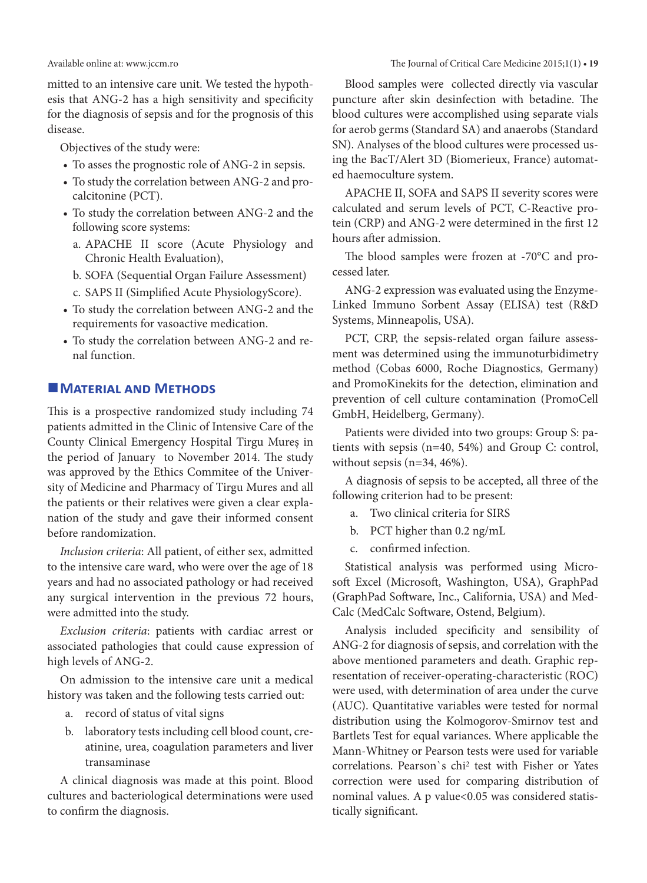mitted to an intensive care unit. We tested the hypothesis that ANG-2 has a high sensitivity and specificity for the diagnosis of sepsis and for the prognosis of this disease.

Objectives of the study were:

- To asses the prognostic role of ANG-2 in sepsis.
- To study the correlation between ANG-2 and procalcitonine (PCT).
- To study the correlation between ANG-2 and the following score systems:
  a. APACHE II score (Acute Physiology and Chronic Health Evaluation),
  b. SOFA (Sequential Organ Failure Assessment)
  c. SAPS II (Simplified Acute PhysiologyScore).
- To study the correlation between ANG-2 and the requirements for vasoactive medication.
- To study the correlation between ANG-2 and renal function.

## Material and Methods

This is a prospective randomized study including 74 patients admitted in the Clinic of Intensive Care of the County Clinical Emergency Hospital Tirgu Mureș in the period of January to November 2014. The study was approved by the Ethics Commitee of the University of Medicine and Pharmacy of Tirgu Mures and all the patients or their relatives were given a clear explanation of the study and gave their informed consent before randomization.

*Inclusion criteria*: All patient, of either sex, admitted to the intensive care ward, who were over the age of 18 years and had no associated pathology or had received any surgical intervention in the previous 72 hours, were admitted into the study.

*Exclusion criteria*: patients with cardiac arrest or associated pathologies that could cause expression of high levels of ANG-2.

On admission to the intensive care unit a medical history was taken and the following tests carried out:

a. record of status of vital signs
b. laboratory tests including cell blood count, creatinine, urea, coagulation parameters and liver transaminase

A clinical diagnosis was made at this point. Blood cultures and bacteriological determinations were used to confirm the diagnosis.

Blood samples were collected directly via vascular puncture after skin desinfection with betadine. The blood cultures were accomplished using separate vials for aerob germs (Standard SA) and anaerobs (Standard SN). Analyses of the blood cultures were processed using the BacT/Alert 3D (Biomerieux, France) automated haemoculture system.

APACHE II, SOFA and SAPS II severity scores were calculated and serum levels of PCT, C-Reactive protein (CRP) and ANG-2 were determined in the first 12 hours after admission.

The blood samples were frozen at -70°C and processed later.

ANG-2 expression was evaluated using the Enzyme-Linked Immuno Sorbent Assay (ELISA) test (R&D Systems, Minneapolis, USA).

PCT, CRP, the sepsis-related organ failure assessment was determined using the immunoturbidimetry method (Cobas 6000, Roche Diagnostics, Germany) and PromoKinekits for the detection, elimination and prevention of cell culture contamination (PromoCell GmbH, Heidelberg, Germany).

Patients were divided into two groups: Group S: patients with sepsis (n=40, 54%) and Group C: control, without sepsis (n=34, 46%).

A diagnosis of sepsis to be accepted, all three of the following criterion had to be present:

a. Two clinical criteria for SIRS
b. PCT higher than 0.2 ng/mL
c. confirmed infection.

Statistical analysis was performed using Microsoft Excel (Microsoft, Washington, USA), GraphPad (GraphPad Software, Inc., California, USA) and MedCalc (MedCalc Software, Ostend, Belgium).

Analysis included specificity and sensibility of ANG-2 for diagnosis of sepsis, and correlation with the above mentioned parameters and death. Graphic representation of receiver-operating-characteristic (ROC) were used, with determination of area under the curve (AUC). Quantitative variables were tested for normal distribution using the Kolmogorov-Smirnov test and Bartlets Test for equal variances. Where applicable the Mann-Whitney or Pearson tests were used for variable correlations. Pearson`s $chi^2$ test with Fisher or Yates correction were used for comparing distribution of nominal values. A p value<0.05 was considered statistically significant.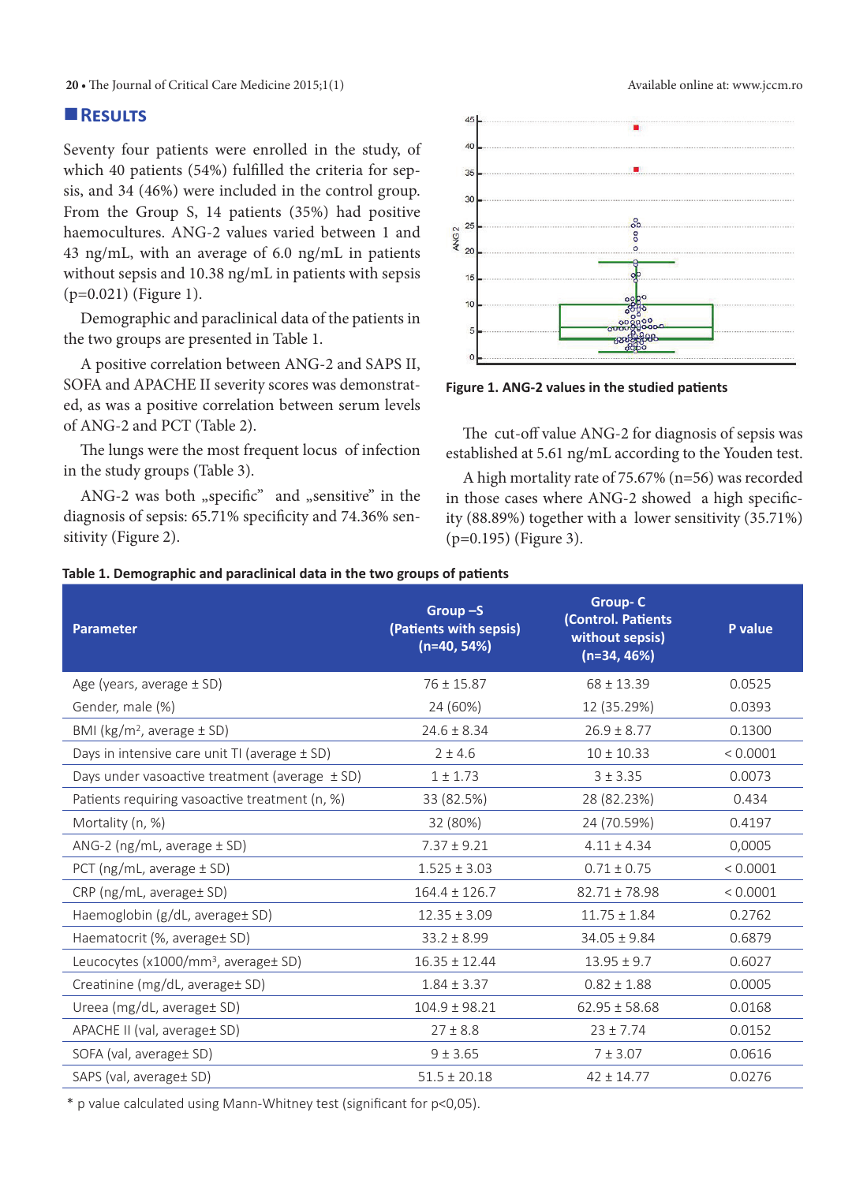## Results

Seventy four patients were enrolled in the study, of which 40 patients (54%) fulfilled the criteria for sepsis, and 34 (46%) were included in the control group. From the Group S, 14 patients (35%) had positive haemocultures. ANG-2 values varied between 1 and 43 ng/mL, with an average of 6.0 ng/mL in patients without sepsis and 10.38 ng/mL in patients with sepsis (p=0.021) (Figure 1).

Demographic and paraclinical data of the patients in the two groups are presented in Table 1.

A positive correlation between ANG-2 and SAPS II, SOFA and APACHE II severity scores was demonstrated, as was a positive correlation between serum levels of ANG-2 and PCT (Table 2).

The lungs were the most frequent locus of infection in the study groups (Table 3).

ANG-2 was both „specific" and „sensitive" in the diagnosis of sepsis: 65.71% specificity and 74.36% sensitivity (Figure 2).

**Figure 1. ANG-2 values in the studied patients**

The cut-off value ANG-2 for diagnosis of sepsis was established at 5.61 ng/mL according to the Youden test.

A high mortality rate of 75.67% (n=56) was recorded in those cases where ANG-2 showed a high specificity (88.89%) together with a lower sensitivity (35.71%) (p=0.195) (Figure 3).

**Table 1. Demographic and paraclinical data in the two groups of patients**

| Parameter | Group –S (Patients with sepsis) (n=40, 54%) | Group- C (Control. Patients without sepsis) (n=34, 46%) | P value |
|---|---|---|---|
| Age (years, average ± SD) | 76 ± 15.87 | 68 ± 13.39 | 0.0525 |
| Gender, male (%) | 24 (60%) | 12 (35.29%) | 0.0393 |
| BMI (kg/m$^2$, average ± SD) | 24.6 ± 8.34 | 26.9 ± 8.77 | 0.1300 |
| Days in intensive care unit TI (average ± SD) | 2 ± 4.6 | 10 ± 10.33 | < 0.0001 |
| Days under vasoactive treatment (average ± SD) | 1 ± 1.73 | 3 ± 3.35 | 0.0073 |
| Patients requiring vasoactive treatment (n, %) | 33 (82.5%) | 28 (82.23%) | 0.434 |
| Mortality (n, %) | 32 (80%) | 24 (70.59%) | 0.4197 |
| ANG-2 (ng/mL, average ± SD) | 7.37 ± 9.21 | 4.11 ± 4.34 | 0,0005 |
| PCT (ng/mL, average ± SD) | 1.525 ± 3.03 | 0.71 ± 0.75 | < 0.0001 |
| CRP (ng/mL, average± SD) | 164.4 ± 126.7 | 82.71 ± 78.98 | < 0.0001 |
| Haemoglobin (g/dL, average± SD) | 12.35 ± 3.09 | 11.75 ± 1.84 | 0.2762 |
| Haematocrit (%, average± SD) | 33.2 ± 8.99 | 34.05 ± 9.84 | 0.6879 |
| Leucocytes (x1000/mm$^3$, average± SD) | 16.35 ± 12.44 | 13.95 ± 9.7 | 0.6027 |
| Creatinine (mg/dL, average± SD) | 1.84 ± 3.37 | 0.82 ± 1.88 | 0.0005 |
| Ureea (mg/dL, average± SD) | 104.9 ± 98.21 | 62.95 ± 58.68 | 0.0168 |
| APACHE II (val, average± SD) | 27 ± 8.8 | 23 ± 7.74 | 0.0152 |
| SOFA (val, average± SD) | 9 ± 3.65 | 7 ± 3.07 | 0.0616 |
| SAPS (val, average± SD) | 51.5 ± 20.18 | 42 ± 14.77 | 0.0276 |

* p value calculated using Mann-Whitney test (significant for p<0,05).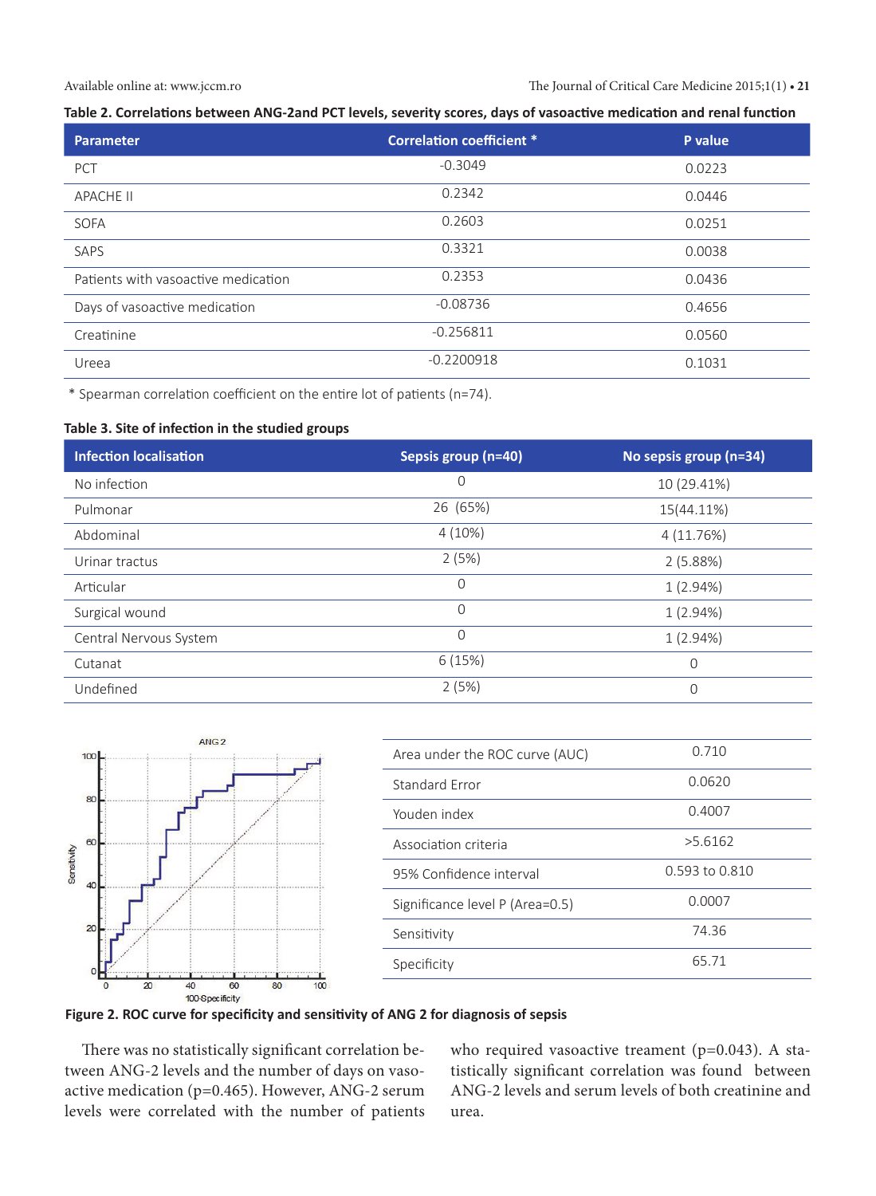**Table 2. Correlations between ANG-2and PCT levels, severity scores, days of vasoactive medication and renal function**

| Parameter | Correlation coefficient * | P value |
|---|---|---|
| PCT | -0.3049 | 0.0223 |
| APACHE II | 0.2342 | 0.0446 |
| SOFA | 0.2603 | 0.0251 |
| SAPS | 0.3321 | 0.0038 |
| Patients with vasoactive medication | 0.2353 | 0.0436 |
| Days of vasoactive medication | -0.08736 | 0.4656 |
| Creatinine | -0.256811 | 0.0560 |
| Ureea | -0.2200918 | 0.1031 |

* Spearman correlation coefficient on the entire lot of patients (n=74).

**Table 3. Site of infection in the studied groups**

| Infection localisation | Sepsis group (n=40) | No sepsis group (n=34) |
|---|---|---|
| No infection | 0 | 10 (29.41%) |
| Pulmonar | 26 (65%) | 15(44.11%) |
| Abdominal | 4 (10%) | 4 (11.76%) |
| Urinar tractus | 2 (5%) | 2 (5.88%) |
| Articular | 0 | 1 (2.94%) |
| Surgical wound | 0 | 1 (2.94%) |
| Central Nervous System | 0 | 1 (2.94%) |
| Cutanat | 6 (15%) | 0 |
| Undefined | 2 (5%) | 0 |

| | |
|---|---|
| Area under the ROC curve (AUC) | 0.710 |
| Standard Error | 0.0620 |
| Youden index | 0.4007 |
| Association criteria | >5.6162 |
| 95% Confidence interval | 0.593 to 0.810 |
| Significance level P (Area=0.5) | 0.0007 |
| Sensitivity | 74.36 |
| Specificity | 65.71 |

**Figure 2. ROC curve for specificity and sensitivity of ANG 2 for diagnosis of sepsis**

There was no statistically significant correlation between ANG-2 levels and the number of days on vasoactive medication (p=0.465). However, ANG-2 serum levels were correlated with the number of patients who required vasoactive treament (p=0.043). A statistically significant correlation was found between ANG-2 levels and serum levels of both creatinine and urea.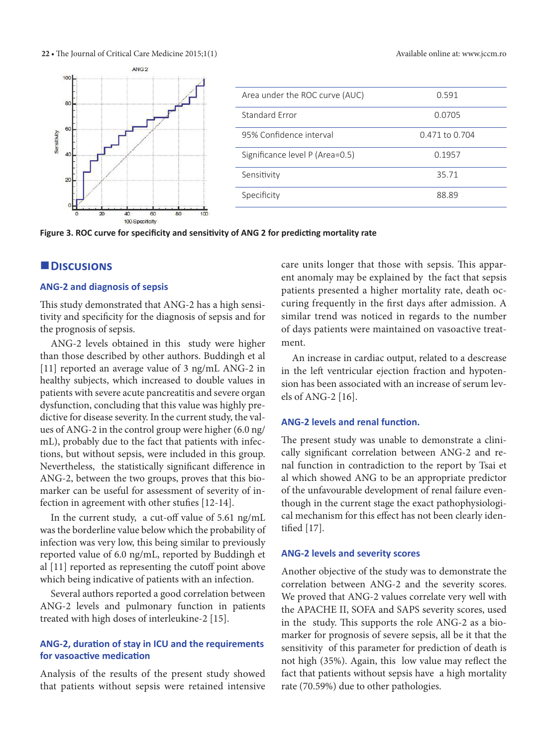| Area under the ROC curve (AUC) | 0.591 |
|---|---|
| Standard Error | 0.0705 |
| 95% Confidence interval | 0.471 to 0.704 |
| Significance level P (Area=0.5) | 0.1957 |
| Sensitivity | 35.71 |
| Specificity | 88.89 |

**Figure 3. ROC curve for specificity and sensitivity of ANG 2 for predicting mortality rate**

## Discussions

### ANG-2 and diagnosis of sepsis

This study demonstrated that ANG-2 has a high sensitivity and specificity for the diagnosis of sepsis and for the prognosis of sepsis.

ANG-2 levels obtained in this study were higher than those described by other authors. Buddingh et al [11] reported an average value of 3 ng/mL ANG-2 in healthy subjects, which increased to double values in patients with severe acute pancreatitis and severe organ dysfunction, concluding that this value was highly predictive for disease severity. In the current study, the values of ANG-2 in the control group were higher (6.0 ng/mL), probably due to the fact that patients with infections, but without sepsis, were included in this group. Nevertheless, the statistically significant difference in ANG-2, between the two groups, proves that this biomarker can be useful for assessment of severity of infection in agreement with other stufies [12-14].

In the current study, a cut-off value of 5.61 ng/mL was the borderline value below which the probability of infection was very low, this being similar to previously reported value of 6.0 ng/mL, reported by Buddingh et al [11] reported as representing the cutoff point above which being indicative of patients with an infection.

Several authors reported a good correlation between ANG-2 levels and pulmonary function in patients treated with high doses of interleukine-2 [15].

### ANG-2, duration of stay in ICU and the requirements for vasoactive medication

Analysis of the results of the present study showed that patients without sepsis were retained intensive care units longer that those with sepsis. This apparent anomaly may be explained by the fact that sepsis patients presented a higher mortality rate, death occuring frequently in the first days after admission. A similar trend was noticed in regards to the number of days patients were maintained on vasoactive treatment.

An increase in cardiac output, related to a descrease in the left ventricular ejection fraction and hypotension has been associated with an increase of serum levels of ANG-2 [16].

### ANG-2 levels and renal function.

The present study was unable to demonstrate a clinically significant correlation between ANG-2 and renal function in contradiction to the report by Tsai et al which showed ANG to be an appropriate predictor of the unfavourable development of renal failure eventhough in the current stage the exact pathophysiological mechanism for this effect has not been clearly identified [17].

### ANG-2 levels and severity scores

Another objective of the study was to demonstrate the correlation between ANG-2 and the severity scores. We proved that ANG-2 values correlate very well with the APACHE II, SOFA and SAPS severity scores, used in the study. This supports the role ANG-2 as a biomarker for prognosis of severe sepsis, all be it that the sensitivity of this parameter for prediction of death is not high (35%). Again, this low value may reflect the fact that patients without sepsis have a high mortality rate (70.59%) due to other pathologies.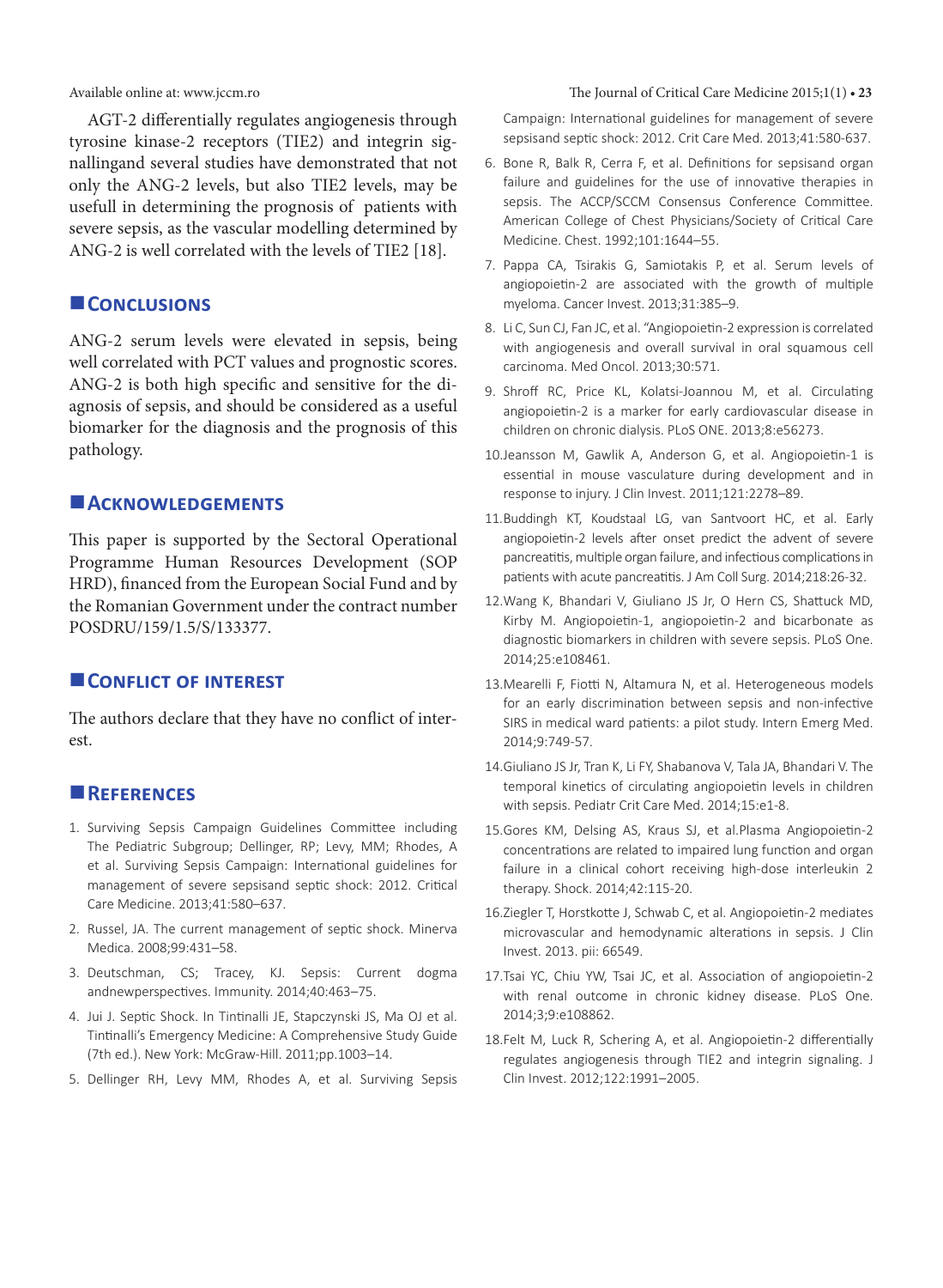AGT-2 differentially regulates angiogenesis through tyrosine kinase-2 receptors (TIE2) and integrin signallingand several studies have demonstrated that not only the ANG-2 levels, but also TIE2 levels, may be usefull in determining the prognosis of patients with severe sepsis, as the vascular modelling determined by ANG-2 is well correlated with the levels of TIE2 [18].

## CONCLUSIONS

ANG-2 serum levels were elevated in sepsis, being well correlated with PCT values and prognostic scores. ANG-2 is both high specific and sensitive for the diagnosis of sepsis, and should be considered as a useful biomarker for the diagnosis and the prognosis of this pathology.

## ACKNOWLEDGEMENTS

This paper is supported by the Sectoral Operational Programme Human Resources Development (SOP HRD), financed from the European Social Fund and by the Romanian Government under the contract number POSDRU/159/1.5/S/133377.

## CONFLICT OF INTEREST

The authors declare that they have no conflict of interest.

## REFERENCES

1. Surviving Sepsis Campaign Guidelines Committee including The Pediatric Subgroup; Dellinger, RP; Levy, MM; Rhodes, A et al. Surviving Sepsis Campaign: International guidelines for management of severe sepsisand septic shock: 2012. Critical Care Medicine. 2013;41:580–637.
2. Russel, JA. The current management of septic shock. Minerva Medica. 2008;99:431–58.
3. Deutschman, CS; Tracey, KJ. Sepsis: Current dogma andnewperspectives. Immunity. 2014;40:463–75.
4. Jui J. Septic Shock. In Tintinalli JE, Stapczynski JS, Ma OJ et al. Tintinalli's Emergency Medicine: A Comprehensive Study Guide (7th ed.). New York: McGraw-Hill. 2011;pp.1003–14.
5. Dellinger RH, Levy MM, Rhodes A, et al. Surviving Sepsis Campaign: International guidelines for management of severe sepsisand septic shock: 2012. Crit Care Med. 2013;41:580-637.
6. Bone R, Balk R, Cerra F, et al. Definitions for sepsisand organ failure and guidelines for the use of innovative therapies in sepsis. The ACCP/SCCM Consensus Conference Committee. American College of Chest Physicians/Society of Critical Care Medicine. Chest. 1992;101:1644–55.
7. Pappa CA, Tsirakis G, Samiotakis P, et al. Serum levels of angiopoietin-2 are associated with the growth of multiple myeloma. Cancer Invest. 2013;31:385–9.
8. Li C, Sun CJ, Fan JC, et al. "Angiopoietin-2 expression is correlated with angiogenesis and overall survival in oral squamous cell carcinoma. Med Oncol. 2013;30:571.
9. Shroff RC, Price KL, Kolatsi-Joannou M, et al. Circulating angiopoietin-2 is a marker for early cardiovascular disease in children on chronic dialysis. PLoS ONE. 2013;8:e56273.
10. Jeansson M, Gawlik A, Anderson G, et al. Angiopoietin-1 is essential in mouse vasculature during development and in response to injury. J Clin Invest. 2011;121:2278–89.
11. Buddingh KT, Koudstaal LG, van Santvoort HC, et al. Early angiopoietin-2 levels after onset predict the advent of severe pancreatitis, multiple organ failure, and infectious complications in patients with acute pancreatitis. J Am Coll Surg. 2014;218:26-32.
12. Wang K, Bhandari V, Giuliano JS Jr, O Hern CS, Shattuck MD, Kirby M. Angiopoietin-1, angiopoietin-2 and bicarbonate as diagnostic biomarkers in children with severe sepsis. PLoS One. 2014;25:e108461.
13. Mearelli F, Fiotti N, Altamura N, et al. Heterogeneous models for an early discrimination between sepsis and non-infective SIRS in medical ward patients: a pilot study. Intern Emerg Med. 2014;9:749-57.
14. Giuliano JS Jr, Tran K, Li FY, Shabanova V, Tala JA, Bhandari V. The temporal kinetics of circulating angiopoietin levels in children with sepsis. Pediatr Crit Care Med. 2014;15:e1-8.
15. Gores KM, Delsing AS, Kraus SJ, et al.Plasma Angiopoietin-2 concentrations are related to impaired lung function and organ failure in a clinical cohort receiving high-dose interleukin 2 therapy. Shock. 2014;42:115-20.
16. Ziegler T, Horstkotte J, Schwab C, et al. Angiopoietin-2 mediates microvascular and hemodynamic alterations in sepsis. J Clin Invest. 2013. pii: 66549.
17. Tsai YC, Chiu YW, Tsai JC, et al. Association of angiopoietin-2 with renal outcome in chronic kidney disease. PLoS One. 2014;3;9:e108862.
18. Felt M, Luck R, Schering A, et al. Angiopoietin-2 differentially regulates angiogenesis through TIE2 and integrin signaling. J Clin Invest. 2012;122:1991–2005.